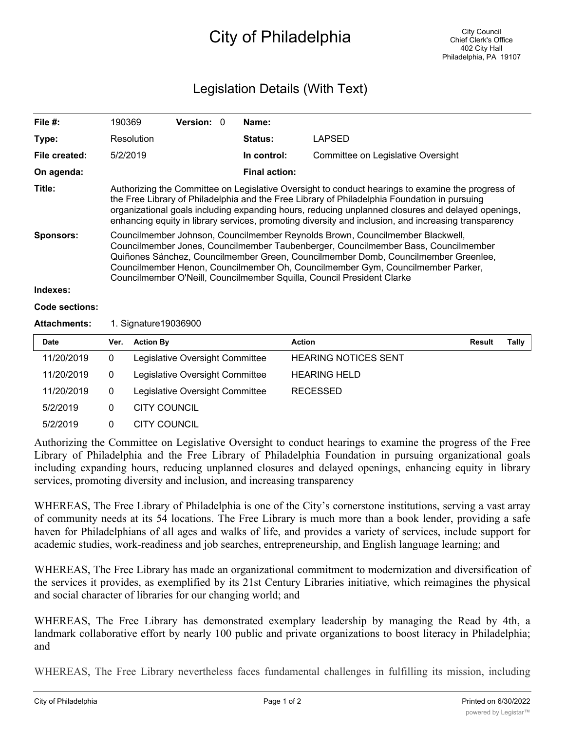# City of Philadelphia

City Council
Chief Clerk's Office
402 City Hall
Philadelphia, PA 19107

## Legislation Details (With Text)

**File #:** 190369 **Version:** 0 **Name:**

**Type:** Resolution **Status:** LAPSED

**File created:** 5/2/2019 **In control:** Committee on Legislative Oversight

**On agenda:** **Final action:**

**Title:** Authorizing the Committee on Legislative Oversight to conduct hearings to examine the progress of the Free Library of Philadelphia and the Free Library of Philadelphia Foundation in pursuing organizational goals including expanding hours, reducing unplanned closures and delayed openings, enhancing equity in library services, promoting diversity and inclusion, and increasing transparency

**Sponsors:** Councilmember Johnson, Councilmember Reynolds Brown, Councilmember Blackwell, Councilmember Jones, Councilmember Taubenberger, Councilmember Bass, Councilmember Quiñones Sánchez, Councilmember Green, Councilmember Domb, Councilmember Greenlee, Councilmember Henon, Councilmember Oh, Councilmember Gym, Councilmember Parker, Councilmember O'Neill, Councilmember Squilla, Council President Clarke

**Indexes:**

**Code sections:**

**Attachments:** 1. Signature19036900

| Date | Ver. | Action By | Action | Result | Tally |
|---|---|---|---|---|---|
| 11/20/2019 | 0 | Legislative Oversight Committee | HEARING NOTICES SENT | | |
| 11/20/2019 | 0 | Legislative Oversight Committee | HEARING HELD | | |
| 11/20/2019 | 0 | Legislative Oversight Committee | RECESSED | | |
| 5/2/2019 | 0 | CITY COUNCIL | | | |
| 5/2/2019 | 0 | CITY COUNCIL | | | |

Authorizing the Committee on Legislative Oversight to conduct hearings to examine the progress of the Free Library of Philadelphia and the Free Library of Philadelphia Foundation in pursuing organizational goals including expanding hours, reducing unplanned closures and delayed openings, enhancing equity in library services, promoting diversity and inclusion, and increasing transparency

WHEREAS, The Free Library of Philadelphia is one of the City's cornerstone institutions, serving a vast array of community needs at its 54 locations. The Free Library is much more than a book lender, providing a safe haven for Philadelphians of all ages and walks of life, and provides a variety of services, include support for academic studies, work-readiness and job searches, entrepreneurship, and English language learning; and

WHEREAS, The Free Library has made an organizational commitment to modernization and diversification of the services it provides, as exemplified by its 21st Century Libraries initiative, which reimagines the physical and social character of libraries for our changing world; and

WHEREAS, The Free Library has demonstrated exemplary leadership by managing the Read by 4th, a landmark collaborative effort by nearly 100 public and private organizations to boost literacy in Philadelphia; and

WHEREAS, The Free Library nevertheless faces fundamental challenges in fulfilling its mission, including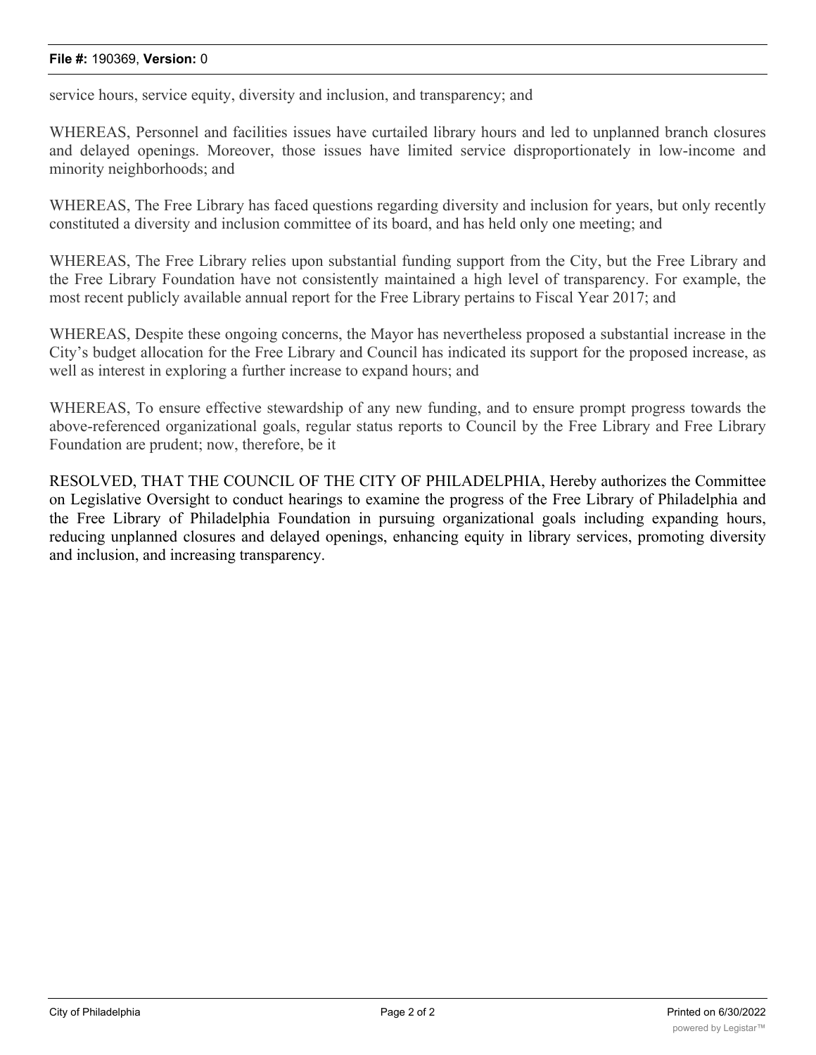service hours, service equity, diversity and inclusion, and transparency; and

WHEREAS, Personnel and facilities issues have curtailed library hours and led to unplanned branch closures and delayed openings. Moreover, those issues have limited service disproportionately in low-income and minority neighborhoods; and

WHEREAS, The Free Library has faced questions regarding diversity and inclusion for years, but only recently constituted a diversity and inclusion committee of its board, and has held only one meeting; and

WHEREAS, The Free Library relies upon substantial funding support from the City, but the Free Library and the Free Library Foundation have not consistently maintained a high level of transparency. For example, the most recent publicly available annual report for the Free Library pertains to Fiscal Year 2017; and

WHEREAS, Despite these ongoing concerns, the Mayor has nevertheless proposed a substantial increase in the City's budget allocation for the Free Library and Council has indicated its support for the proposed increase, as well as interest in exploring a further increase to expand hours; and

WHEREAS, To ensure effective stewardship of any new funding, and to ensure prompt progress towards the above-referenced organizational goals, regular status reports to Council by the Free Library and Free Library Foundation are prudent; now, therefore, be it

RESOLVED, THAT THE COUNCIL OF THE CITY OF PHILADELPHIA, Hereby authorizes the Committee on Legislative Oversight to conduct hearings to examine the progress of the Free Library of Philadelphia and the Free Library of Philadelphia Foundation in pursuing organizational goals including expanding hours, reducing unplanned closures and delayed openings, enhancing equity in library services, promoting diversity and inclusion, and increasing transparency.